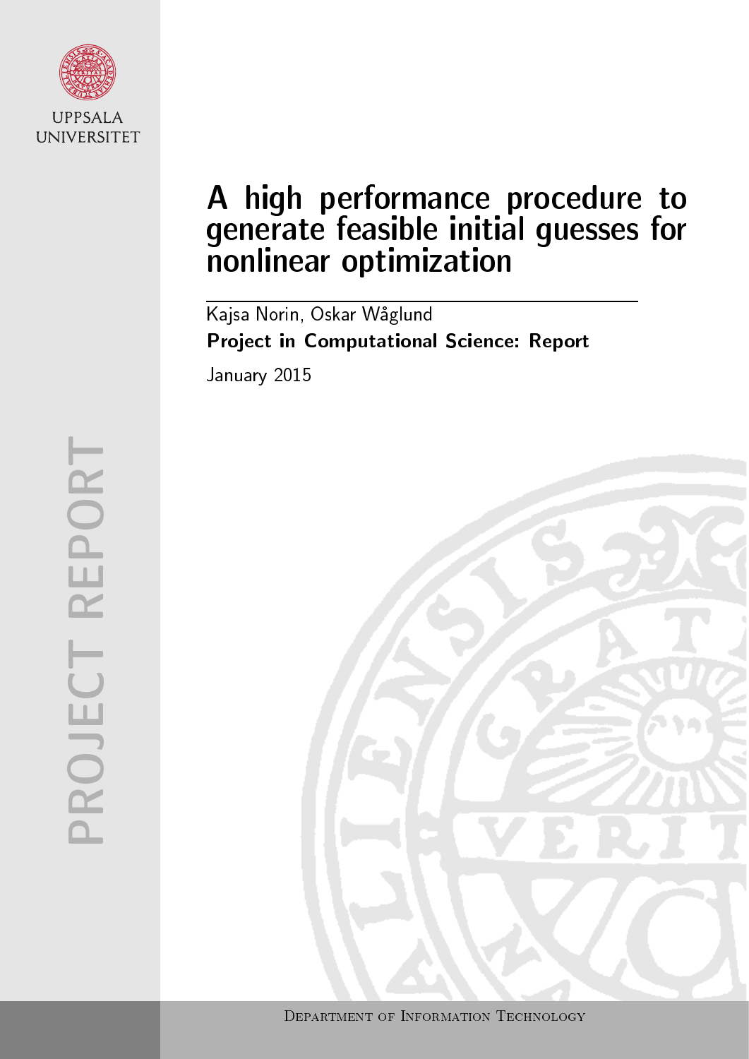UPPSALA UNIVERSITET

PROJECT REPORT

# A high performance procedure to generate feasible initial guesses for nonlinear optimization

Kajsa Norin, Oskar Wåglund

**Project in Computational Science: Report**

January 2015

Department of Information Technology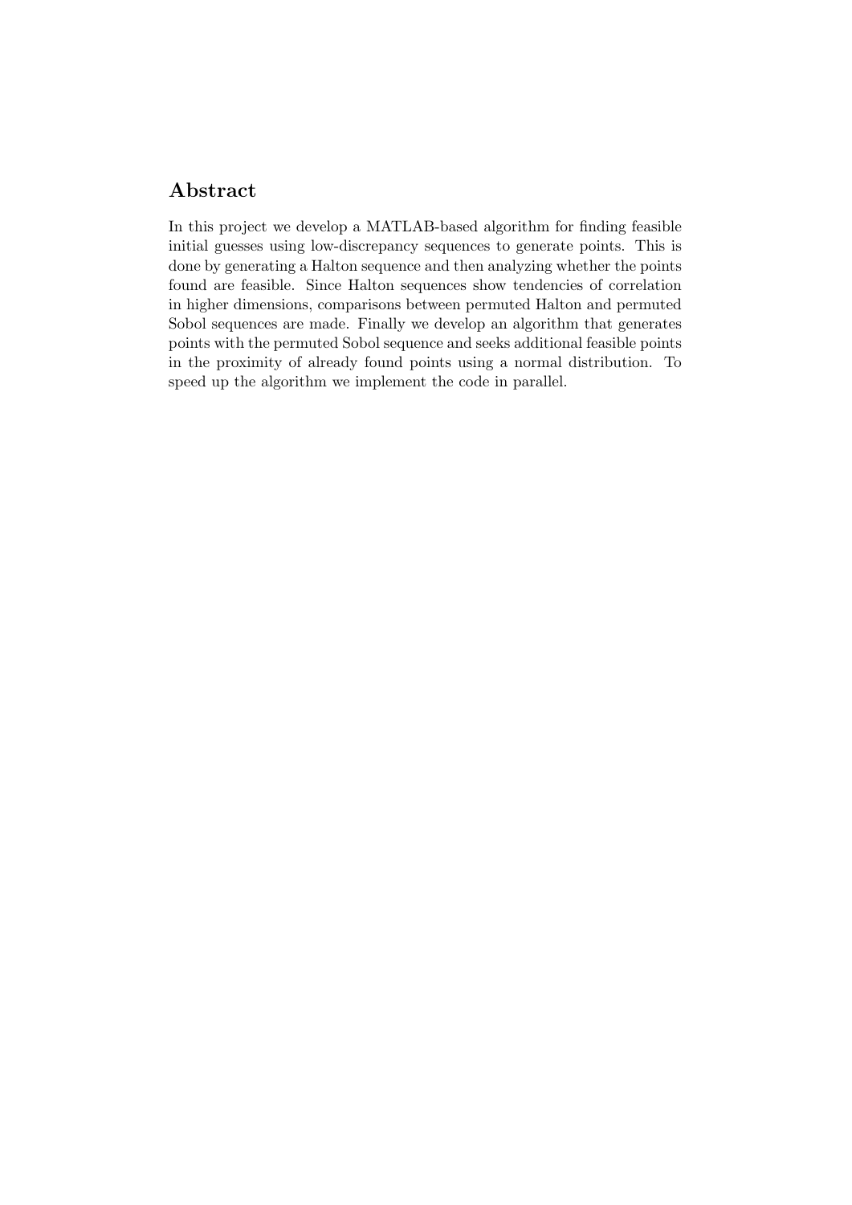## Abstract

In this project we develop a MATLAB-based algorithm for finding feasible initial guesses using low-discrepancy sequences to generate points. This is done by generating a Halton sequence and then analyzing whether the points found are feasible. Since Halton sequences show tendencies of correlation in higher dimensions, comparisons between permuted Halton and permuted Sobol sequences are made. Finally we develop an algorithm that generates points with the permuted Sobol sequence and seeks additional feasible points in the proximity of already found points using a normal distribution. To speed up the algorithm we implement the code in parallel.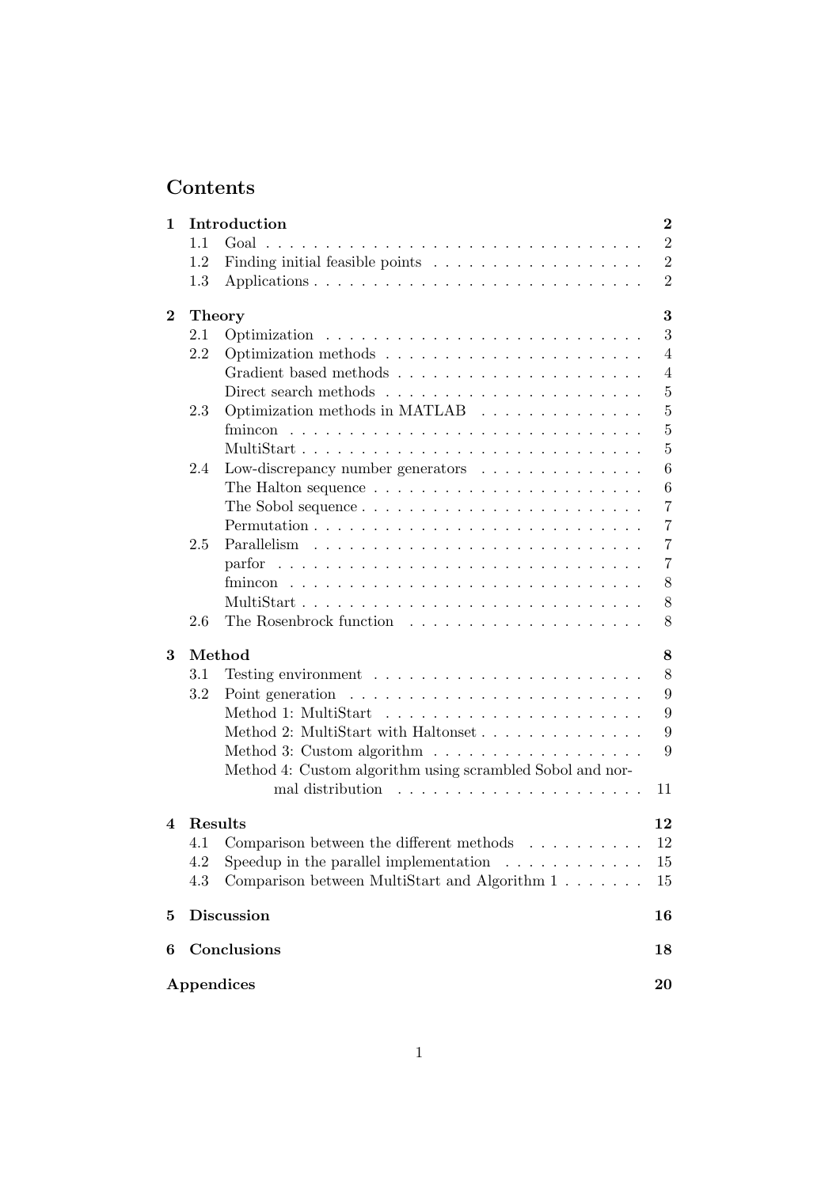# Contents

| | | |
|---|---|---|
| **1** | **Introduction** | **2** |
| 1.1 | Goal | 2 |
| 1.2 | Finding initial feasible points | 2 |
| 1.3 | Applications | 2 |
| **2** | **Theory** | **3** |
| 2.1 | Optimization | 3 |
| 2.2 | Optimization methods | 4 |
| | Gradient based methods | 4 |
| | Direct search methods | 5 |
| 2.3 | Optimization methods in MATLAB | 5 |
| | fmincon | 5 |
| | MultiStart | 5 |
| 2.4 | Low-discrepancy number generators | 6 |
| | The Halton sequence | 6 |
| | The Sobol sequence | 7 |
| | Permutation | 7 |
| 2.5 | Parallelism | 7 |
| | parfor | 7 |
| | fmincon | 8 |
| | MultiStart | 8 |
| 2.6 | The Rosenbrock function | 8 |
| **3** | **Method** | **8** |
| 3.1 | Testing environment | 8 |
| 3.2 | Point generation | 9 |
| | Method 1: MultiStart | 9 |
| | Method 2: MultiStart with Haltonset | 9 |
| | Method 3: Custom algorithm | 9 |
| | Method 4: Custom algorithm using scrambled Sobol and normal distribution | 11 |
| **4** | **Results** | **12** |
| 4.1 | Comparison between the different methods | 12 |
| 4.2 | Speedup in the parallel implementation | 15 |
| 4.3 | Comparison between MultiStart and Algorithm 1 | 15 |
| **5** | **Discussion** | **16** |
| **6** | **Conclusions** | **18** |
| | **Appendices** | **20** |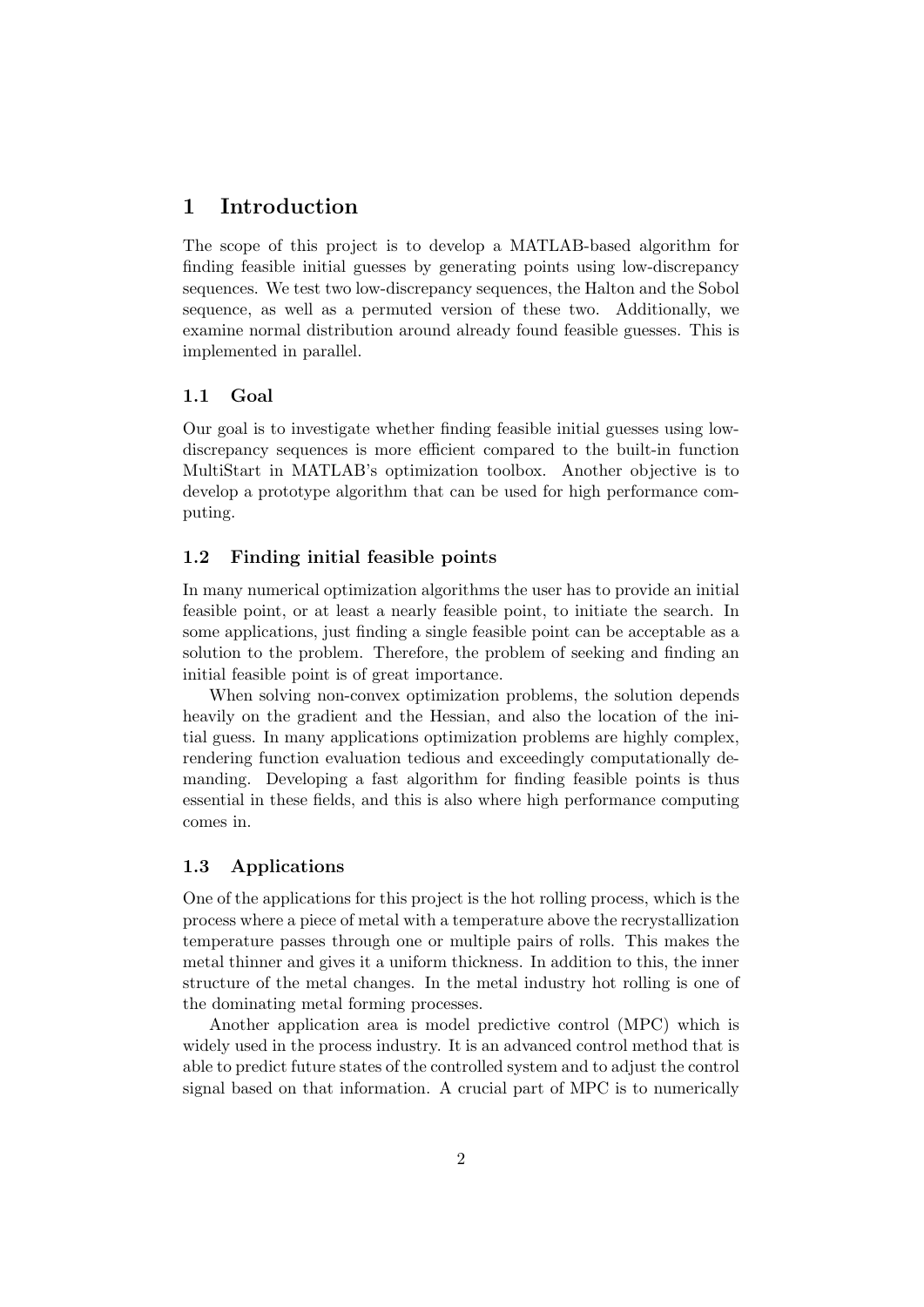# 1 Introduction

The scope of this project is to develop a MATLAB-based algorithm for finding feasible initial guesses by generating points using low-discrepancy sequences. We test two low-discrepancy sequences, the Halton and the Sobol sequence, as well as a permuted version of these two. Additionally, we examine normal distribution around already found feasible guesses. This is implemented in parallel.

## 1.1 Goal

Our goal is to investigate whether finding feasible initial guesses using low-discrepancy sequences is more efficient compared to the built-in function MultiStart in MATLAB's optimization toolbox. Another objective is to develop a prototype algorithm that can be used for high performance computing.

## 1.2 Finding initial feasible points

In many numerical optimization algorithms the user has to provide an initial feasible point, or at least a nearly feasible point, to initiate the search. In some applications, just finding a single feasible point can be acceptable as a solution to the problem. Therefore, the problem of seeking and finding an initial feasible point is of great importance.

When solving non-convex optimization problems, the solution depends heavily on the gradient and the Hessian, and also the location of the initial guess. In many applications optimization problems are highly complex, rendering function evaluation tedious and exceedingly computationally demanding. Developing a fast algorithm for finding feasible points is thus essential in these fields, and this is also where high performance computing comes in.

## 1.3 Applications

One of the applications for this project is the hot rolling process, which is the process where a piece of metal with a temperature above the recrystallization temperature passes through one or multiple pairs of rolls. This makes the metal thinner and gives it a uniform thickness. In addition to this, the inner structure of the metal changes. In the metal industry hot rolling is one of the dominating metal forming processes.

Another application area is model predictive control (MPC) which is widely used in the process industry. It is an advanced control method that is able to predict future states of the controlled system and to adjust the control signal based on that information. A crucial part of MPC is to numerically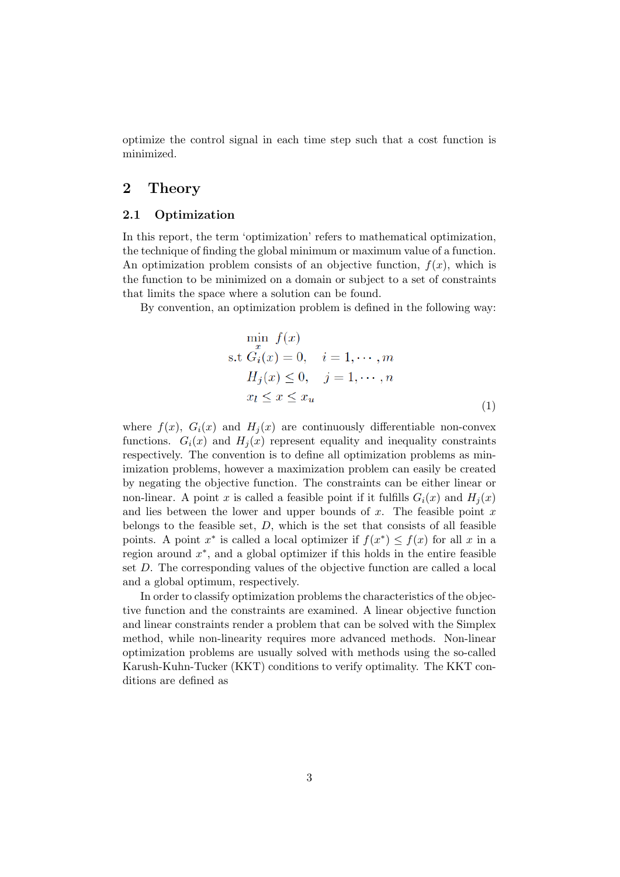optimize the control signal in each time step such that a cost function is minimized.

## 2 Theory

### 2.1 Optimization

In this report, the term 'optimization' refers to mathematical optimization, the technique of finding the global minimum or maximum value of a function. An optimization problem consists of an objective function, $f(x)$, which is the function to be minimized on a domain or subject to a set of constraints that limits the space where a solution can be found.

By convention, an optimization problem is defined in the following way:

$$
\begin{aligned}
&\min_{x} \; f(x) \\
\text{s.t } &G_i(x) = 0, \quad i = 1, \cdots, m \\
&H_j(x) \leq 0, \quad j = 1, \cdots, n \\
&x_l \leq x \leq x_u
\end{aligned}
\tag{1}
$$

where $f(x)$, $G_i(x)$ and $H_j(x)$ are continuously differentiable non-convex functions. $G_i(x)$ and $H_j(x)$ represent equality and inequality constraints respectively. The convention is to define all optimization problems as minimization problems, however a maximization problem can easily be created by negating the objective function. The constraints can be either linear or non-linear. A point $x$ is called a feasible point if it fulfills $G_i(x)$ and $H_j(x)$ and lies between the lower and upper bounds of $x$. The feasible point $x$ belongs to the feasible set, $D$, which is the set that consists of all feasible points. A point $x^*$ is called a local optimizer if $f(x^*) \leq f(x)$ for all $x$ in a region around $x^*$, and a global optimizer if this holds in the entire feasible set $D$. The corresponding values of the objective function are called a local and a global optimum, respectively.

In order to classify optimization problems the characteristics of the objective function and the constraints are examined. A linear objective function and linear constraints render a problem that can be solved with the Simplex method, while non-linearity requires more advanced methods. Non-linear optimization problems are usually solved with methods using the so-called Karush-Kuhn-Tucker (KKT) conditions to verify optimality. The KKT conditions are defined as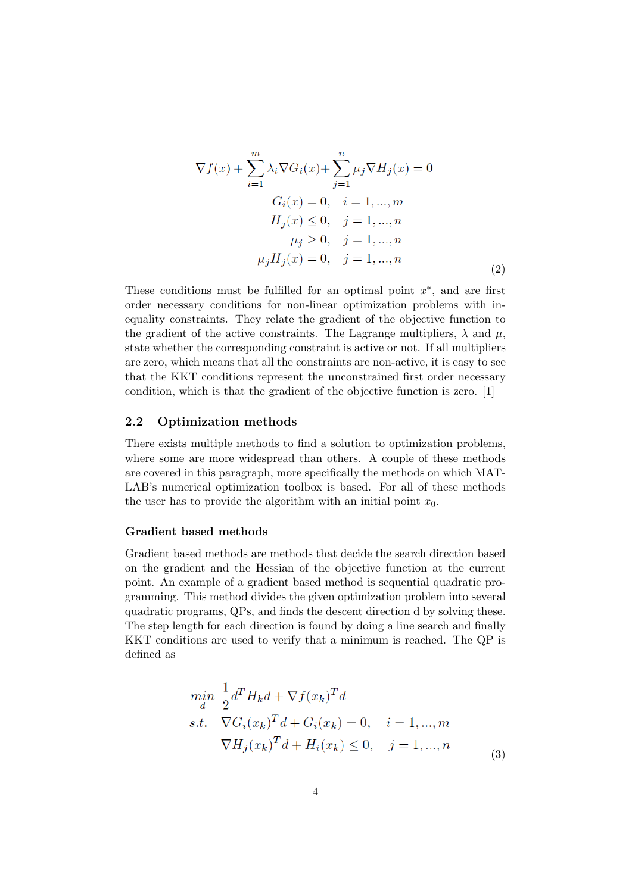$$
\begin{aligned}
\nabla f(x) + \sum_{i=1}^{m} \lambda_i \nabla G_i(x) + \sum_{j=1}^{n} \mu_j \nabla H_j(x) &= 0 \\
G_i(x) = 0, \quad & i = 1, ..., m \\
H_j(x) \leq 0, \quad & j = 1, ..., n \\
\mu_j \geq 0, \quad & j = 1, ..., n \\
\mu_j H_j(x) = 0, \quad & j = 1, ..., n
\end{aligned}
\tag{2}
$$

These conditions must be fulfilled for an optimal point $x^*$, and are first order necessary conditions for non-linear optimization problems with inequality constraints. They relate the gradient of the objective function to the gradient of the active constraints. The Lagrange multipliers, $\lambda$ and $\mu$, state whether the corresponding constraint is active or not. If all multipliers are zero, which means that all the constraints are non-active, it is easy to see that the KKT conditions represent the unconstrained first order necessary condition, which is that the gradient of the objective function is zero. [1]

## 2.2 Optimization methods

There exists multiple methods to find a solution to optimization problems, where some are more widespread than others. A couple of these methods are covered in this paragraph, more specifically the methods on which MATLAB's numerical optimization toolbox is based. For all of these methods the user has to provide the algorithm with an initial point $x_0$.

### Gradient based methods

Gradient based methods are methods that decide the search direction based on the gradient and the Hessian of the objective function at the current point. An example of a gradient based method is sequential quadratic programming. This method divides the given optimization problem into several quadratic programs, QPs, and finds the descent direction d by solving these. The step length for each direction is found by doing a line search and finally KKT conditions are used to verify that a minimum is reached. The QP is defined as

$$
\begin{aligned}
\min_{d} \quad & \frac{1}{2} d^T H_k d + \nabla f(x_k)^T d \\
s.t. \quad & \nabla G_i(x_k)^T d + G_i(x_k) = 0, \quad i = 1, ..., m \\
& \nabla H_j(x_k)^T d + H_i(x_k) \leq 0, \quad j = 1, ..., n
\end{aligned}
\tag{3}
$$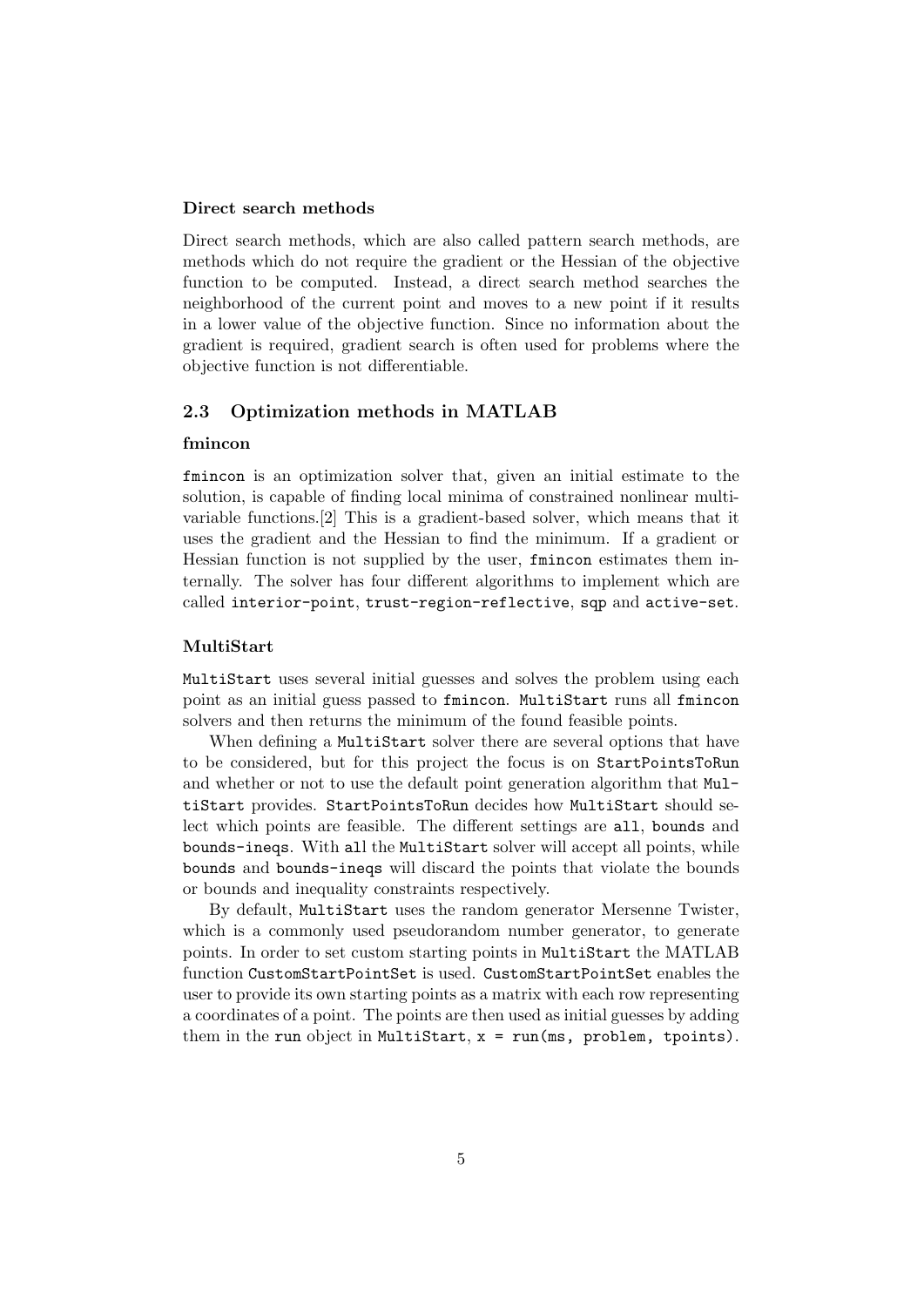#### Direct search methods

Direct search methods, which are also called pattern search methods, are methods which do not require the gradient or the Hessian of the objective function to be computed. Instead, a direct search method searches the neighborhood of the current point and moves to a new point if it results in a lower value of the objective function. Since no information about the gradient is required, gradient search is often used for problems where the objective function is not differentiable.

### 2.3 Optimization methods in MATLAB

#### fmincon

`fmincon` is an optimization solver that, given an initial estimate to the solution, is capable of finding local minima of constrained nonlinear multivariable functions.[2] This is a gradient-based solver, which means that it uses the gradient and the Hessian to find the minimum. If a gradient or Hessian function is not supplied by the user, `fmincon` estimates them internally. The solver has four different algorithms to implement which are called `interior-point`, `trust-region-reflective`, `sqp` and `active-set`.

#### MultiStart

`MultiStart` uses several initial guesses and solves the problem using each point as an initial guess passed to `fmincon`. `MultiStart` runs all `fmincon` solvers and then returns the minimum of the found feasible points.

When defining a `MultiStart` solver there are several options that have to be considered, but for this project the focus is on `StartPointsToRun` and whether or not to use the default point generation algorithm that `MultiStart` provides. `StartPointsToRun` decides how `MultiStart` should select which points are feasible. The different settings are `all`, `bounds` and `bounds-ineqs`. With `all` the `MultiStart` solver will accept all points, while `bounds` and `bounds-ineqs` will discard the points that violate the bounds or bounds and inequality constraints respectively.

By default, `MultiStart` uses the random generator Mersenne Twister, which is a commonly used pseudorandom number generator, to generate points. In order to set custom starting points in `MultiStart` the MATLAB function `CustomStartPointSet` is used. `CustomStartPointSet` enables the user to provide its own starting points as a matrix with each row representing a coordinates of a point. The points are then used as initial guesses by adding them in the `run` object in `MultiStart`, `x = run(ms, problem, tpoints)`.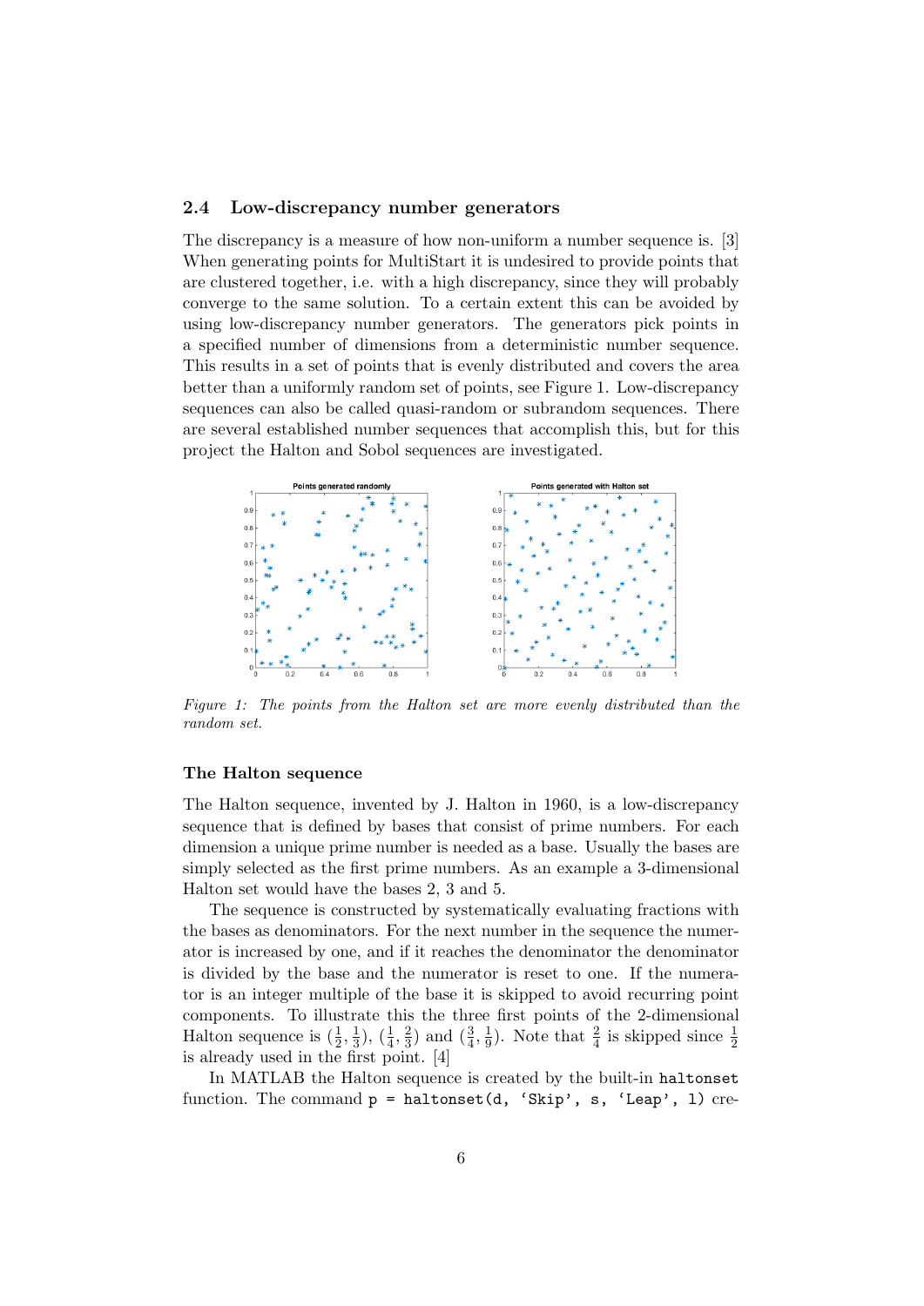### 2.4 Low-discrepancy number generators

The discrepancy is a measure of how non-uniform a number sequence is. [3] When generating points for MultiStart it is undesired to provide points that are clustered together, i.e. with a high discrepancy, since they will probably converge to the same solution. To a certain extent this can be avoided by using low-discrepancy number generators. The generators pick points in a specified number of dimensions from a deterministic number sequence. This results in a set of points that is evenly distributed and covers the area better than a uniformly random set of points, see Figure 1. Low-discrepancy sequences can also be called quasi-random or subrandom sequences. There are several established number sequences that accomplish this, but for this project the Halton and Sobol sequences are investigated.

*Figure 1: The points from the Halton set are more evenly distributed than the random set.*

#### The Halton sequence

The Halton sequence, invented by J. Halton in 1960, is a low-discrepancy sequence that is defined by bases that consist of prime numbers. For each dimension a unique prime number is needed as a base. Usually the bases are simply selected as the first prime numbers. As an example a 3-dimensional Halton set would have the bases 2, 3 and 5.

The sequence is constructed by systematically evaluating fractions with the bases as denominators. For the next number in the sequence the numerator is increased by one, and if it reaches the denominator the denominator is divided by the base and the numerator is reset to one. If the numerator is an integer multiple of the base it is skipped to avoid recurring point components. To illustrate this the three first points of the 2-dimensional Halton sequence is $(\frac{1}{2}, \frac{1}{3})$, $(\frac{1}{4}, \frac{2}{3})$ and $(\frac{3}{4}, \frac{1}{9})$. Note that $\frac{2}{4}$ is skipped since $\frac{1}{2}$ is already used in the first point. [4]

In MATLAB the Halton sequence is created by the built-in `haltonset` function. The command `p = haltonset(d, 'Skip', s, 'Leap', l)` cre-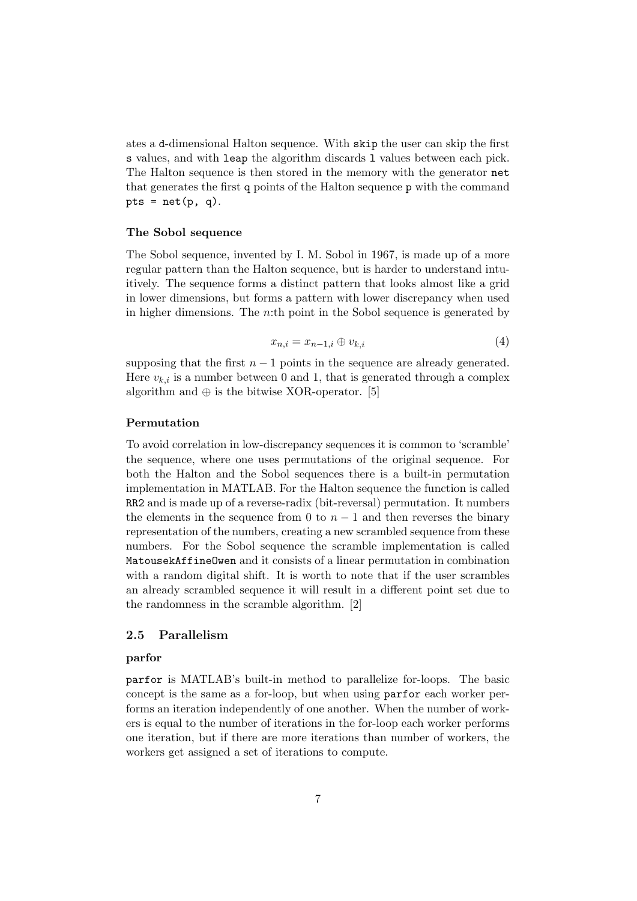ates a `d`-dimensional Halton sequence. With `skip` the user can skip the first `s` values, and with `leap` the algorithm discards `l` values between each pick. The Halton sequence is then stored in the memory with the generator `net` that generates the first `q` points of the Halton sequence `p` with the command `pts = net(p, q)`.

#### The Sobol sequence

The Sobol sequence, invented by I. M. Sobol in 1967, is made up of a more regular pattern than the Halton sequence, but is harder to understand intuitively. The sequence forms a distinct pattern that looks almost like a grid in lower dimensions, but forms a pattern with lower discrepancy when used in higher dimensions. The $n$:th point in the Sobol sequence is generated by

$$x_{n,i} = x_{n-1,i} \oplus v_{k,i} \tag{4}$$

supposing that the first $n-1$ points in the sequence are already generated. Here $v_{k,i}$ is a number between 0 and 1, that is generated through a complex algorithm and $\oplus$ is the bitwise XOR-operator. [5]

#### Permutation

To avoid correlation in low-discrepancy sequences it is common to 'scramble' the sequence, where one uses permutations of the original sequence. For both the Halton and the Sobol sequences there is a built-in permutation implementation in MATLAB. For the Halton sequence the function is called `RR2` and is made up of a reverse-radix (bit-reversal) permutation. It numbers the elements in the sequence from 0 to $n-1$ and then reverses the binary representation of the numbers, creating a new scrambled sequence from these numbers. For the Sobol sequence the scramble implementation is called `MatousekAffineOwen` and it consists of a linear permutation in combination with a random digital shift. It is worth to note that if the user scrambles an already scrambled sequence it will result in a different point set due to the randomness in the scramble algorithm. [2]

### 2.5 Parallelism

#### parfor

`parfor` is MATLAB's built-in method to parallelize for-loops. The basic concept is the same as a for-loop, but when using `parfor` each worker performs an iteration independently of one another. When the number of workers is equal to the number of iterations in the for-loop each worker performs one iteration, but if there are more iterations than number of workers, the workers get assigned a set of iterations to compute.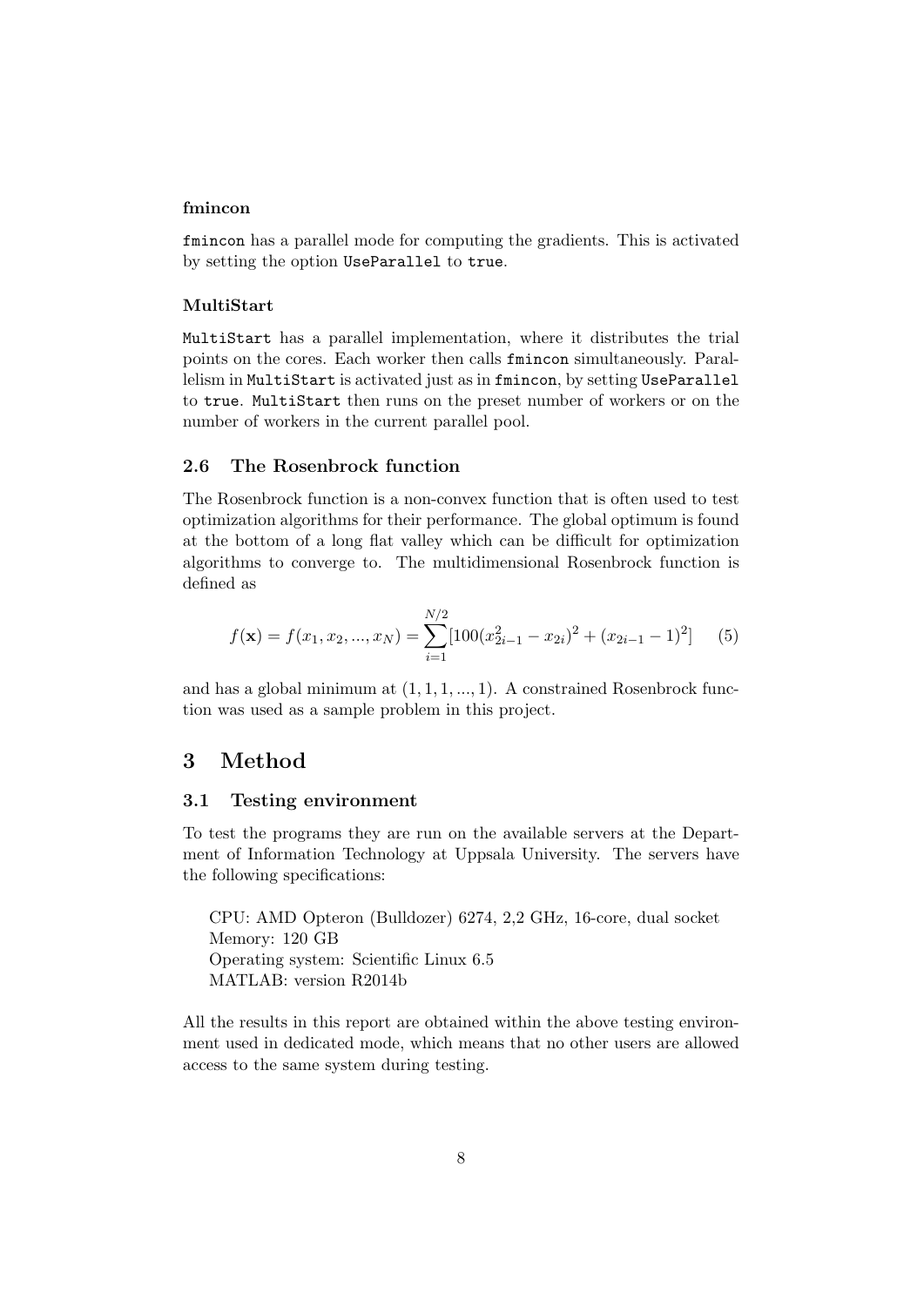#### fmincon

`fmincon` has a parallel mode for computing the gradients. This is activated by setting the option `UseParallel` to `true`.

#### MultiStart

`MultiStart` has a parallel implementation, where it distributes the trial points on the cores. Each worker then calls `fmincon` simultaneously. Parallelism in `MultiStart` is activated just as in `fmincon`, by setting `UseParallel` to `true`. `MultiStart` then runs on the preset number of workers or on the number of workers in the current parallel pool.

### 2.6 The Rosenbrock function

The Rosenbrock function is a non-convex function that is often used to test optimization algorithms for their performance. The global optimum is found at the bottom of a long flat valley which can be difficult for optimization algorithms to converge to. The multidimensional Rosenbrock function is defined as

$$f(\mathbf{x}) = f(x_1, x_2, ..., x_N) = \sum_{i=1}^{N/2} [100(x_{2i-1}^2 - x_{2i})^2 + (x_{2i-1} - 1)^2] \tag{5}$$

and has a global minimum at $(1, 1, 1, ..., 1)$. A constrained Rosenbrock function was used as a sample problem in this project.

## 3 Method

### 3.1 Testing environment

To test the programs they are run on the available servers at the Department of Information Technology at Uppsala University. The servers have the following specifications:

CPU: AMD Opteron (Bulldozer) 6274, 2,2 GHz, 16-core, dual socket
Memory: 120 GB
Operating system: Scientific Linux 6.5
MATLAB: version R2014b

All the results in this report are obtained within the above testing environment used in dedicated mode, which means that no other users are allowed access to the same system during testing.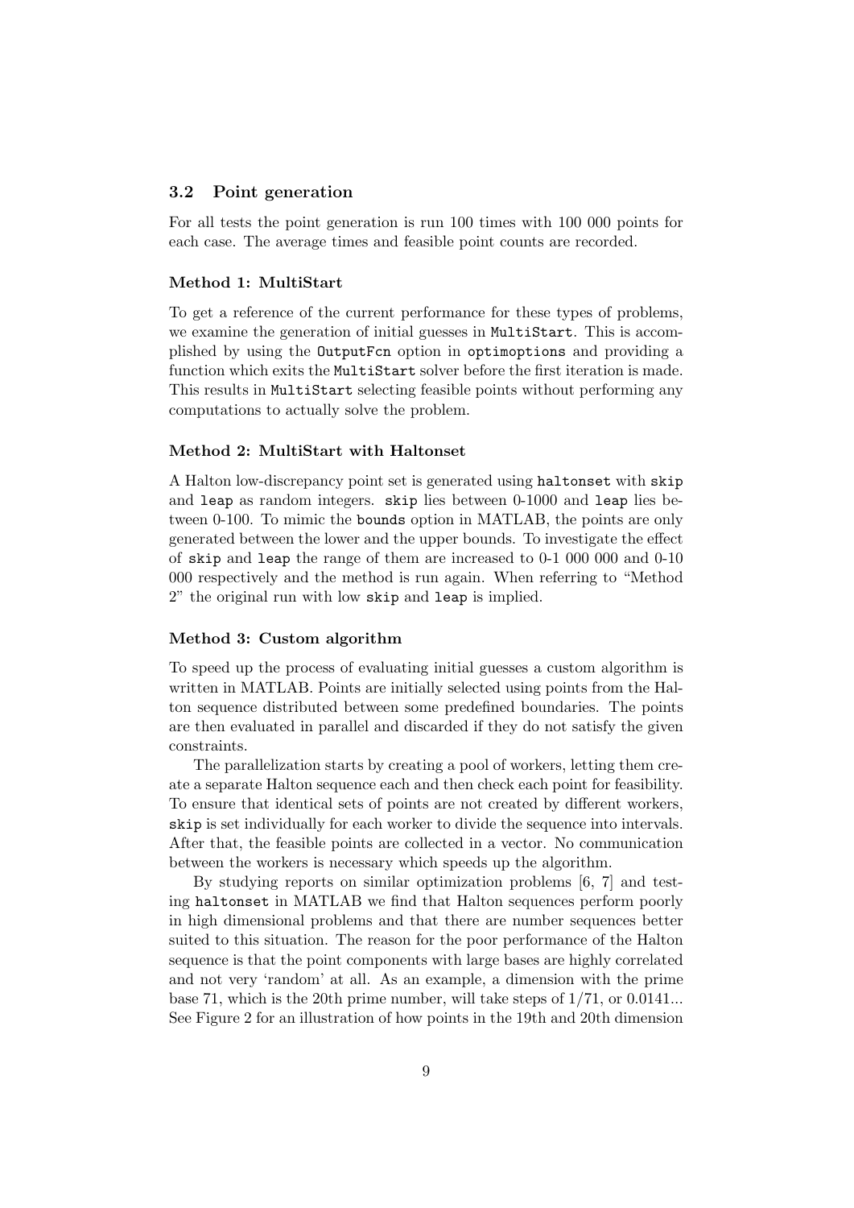## 3.2 Point generation

For all tests the point generation is run 100 times with 100 000 points for each case. The average times and feasible point counts are recorded.

#### Method 1: MultiStart

To get a reference of the current performance for these types of problems, we examine the generation of initial guesses in `MultiStart`. This is accomplished by using the `OutputFcn` option in `optimoptions` and providing a function which exits the `MultiStart` solver before the first iteration is made. This results in `MultiStart` selecting feasible points without performing any computations to actually solve the problem.

#### Method 2: MultiStart with Haltonset

A Halton low-discrepancy point set is generated using `haltonset` with `skip` and `leap` as random integers. `skip` lies between 0-1000 and `leap` lies between 0-100. To mimic the `bounds` option in MATLAB, the points are only generated between the lower and the upper bounds. To investigate the effect of `skip` and `leap` the range of them are increased to 0-1 000 000 and 0-10 000 respectively and the method is run again. When referring to "Method 2" the original run with low `skip` and `leap` is implied.

#### Method 3: Custom algorithm

To speed up the process of evaluating initial guesses a custom algorithm is written in MATLAB. Points are initially selected using points from the Halton sequence distributed between some predefined boundaries. The points are then evaluated in parallel and discarded if they do not satisfy the given constraints.

The parallelization starts by creating a pool of workers, letting them create a separate Halton sequence each and then check each point for feasibility. To ensure that identical sets of points are not created by different workers, `skip` is set individually for each worker to divide the sequence into intervals. After that, the feasible points are collected in a vector. No communication between the workers is necessary which speeds up the algorithm.

By studying reports on similar optimization problems [6, 7] and testing `haltonset` in MATLAB we find that Halton sequences perform poorly in high dimensional problems and that there are number sequences better suited to this situation. The reason for the poor performance of the Halton sequence is that the point components with large bases are highly correlated and not very 'random' at all. As an example, a dimension with the prime base 71, which is the 20th prime number, will take steps of $1/71$, or $0.0141...$ See Figure 2 for an illustration of how points in the 19th and 20th dimension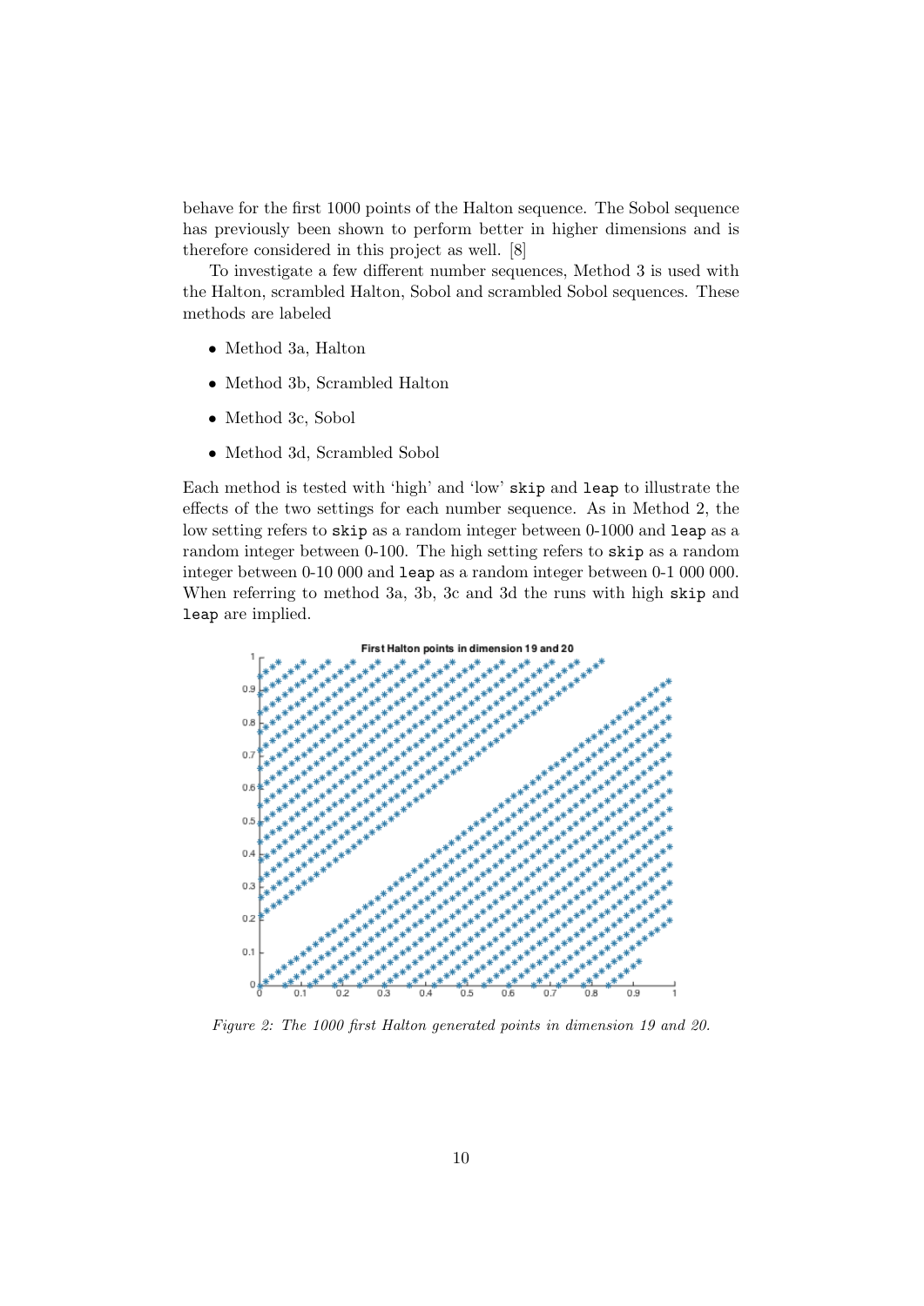behave for the first 1000 points of the Halton sequence. The Sobol sequence has previously been shown to perform better in higher dimensions and is therefore considered in this project as well. [8]

To investigate a few different number sequences, Method 3 is used with the Halton, scrambled Halton, Sobol and scrambled Sobol sequences. These methods are labeled

- Method 3a, Halton
- Method 3b, Scrambled Halton
- Method 3c, Sobol
- Method 3d, Scrambled Sobol

Each method is tested with 'high' and 'low' `skip` and `leap` to illustrate the effects of the two settings for each number sequence. As in Method 2, the low setting refers to `skip` as a random integer between 0-1000 and `leap` as a random integer between 0-100. The high setting refers to `skip` as a random integer between 0-10 000 and `leap` as a random integer between 0-1 000 000. When referring to method 3a, 3b, 3c and 3d the runs with high `skip` and `leap` are implied.

*Figure 2: The 1000 first Halton generated points in dimension 19 and 20.*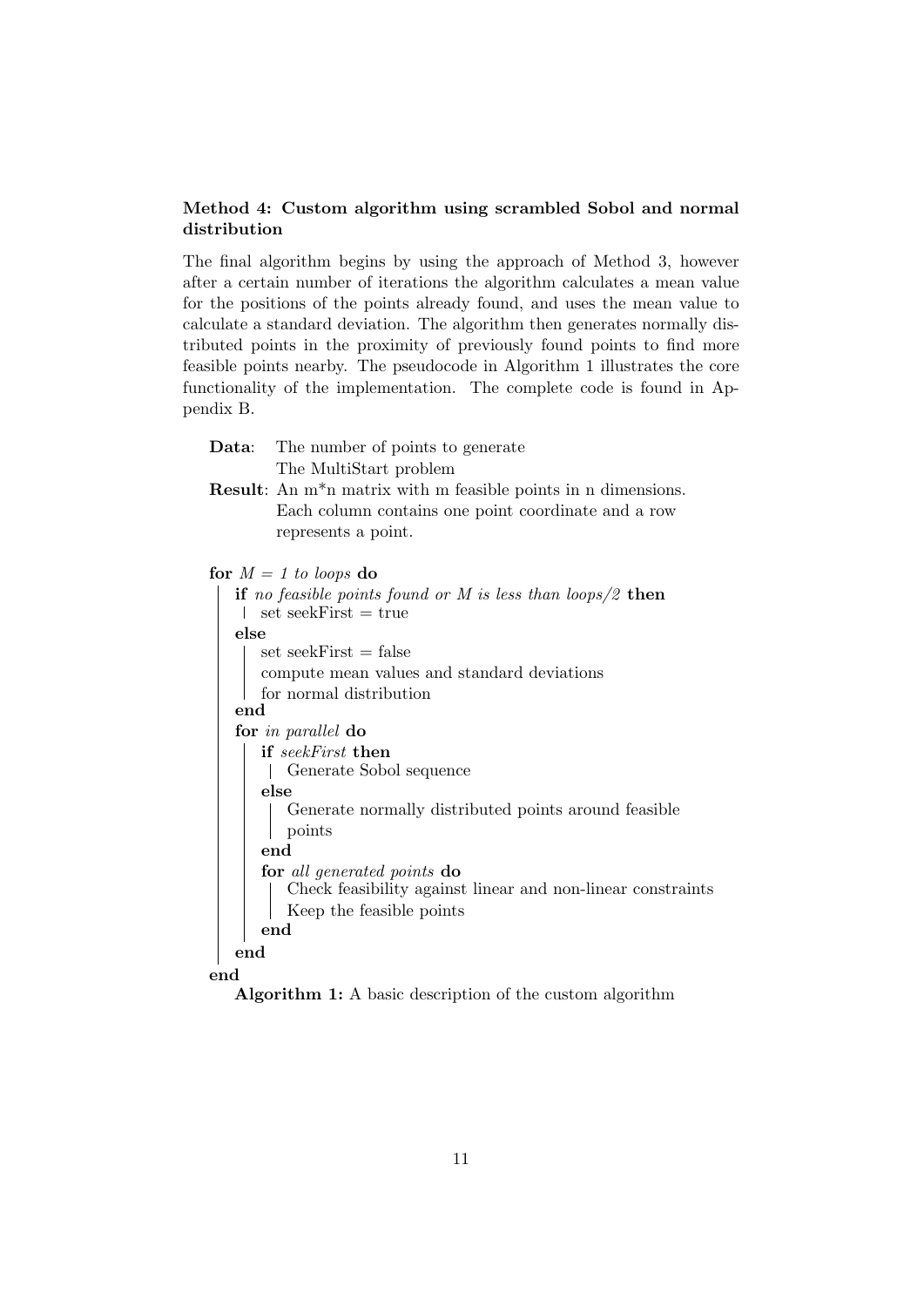### Method 4: Custom algorithm using scrambled Sobol and normal distribution

The final algorithm begins by using the approach of Method 3, however after a certain number of iterations the algorithm calculates a mean value for the positions of the points already found, and uses the mean value to calculate a standard deviation. The algorithm then generates normally distributed points in the proximity of previously found points to find more feasible points nearby. The pseudocode in Algorithm 1 illustrates the core functionality of the implementation. The complete code is found in Appendix B.

```
Data:   The number of points to generate
        The MultiStart problem
Result: An m*n matrix with m feasible points in n dimensions.
        Each column contains one point coordinate and a row
        represents a point.

for M = 1 to loops do
    if no feasible points found or M is less than loops/2 then
        set seekFirst = true
    else
        set seekFirst = false
        compute mean values and standard deviations
        for normal distribution
    end
    for in parallel do
        if seekFirst then
            Generate Sobol sequence
        else
            Generate normally distributed points around feasible
            points
        end
        for all generated points do
            Check feasibility against linear and non-linear constraints
            Keep the feasible points
        end
    end
end
```

**Algorithm 1:** A basic description of the custom algorithm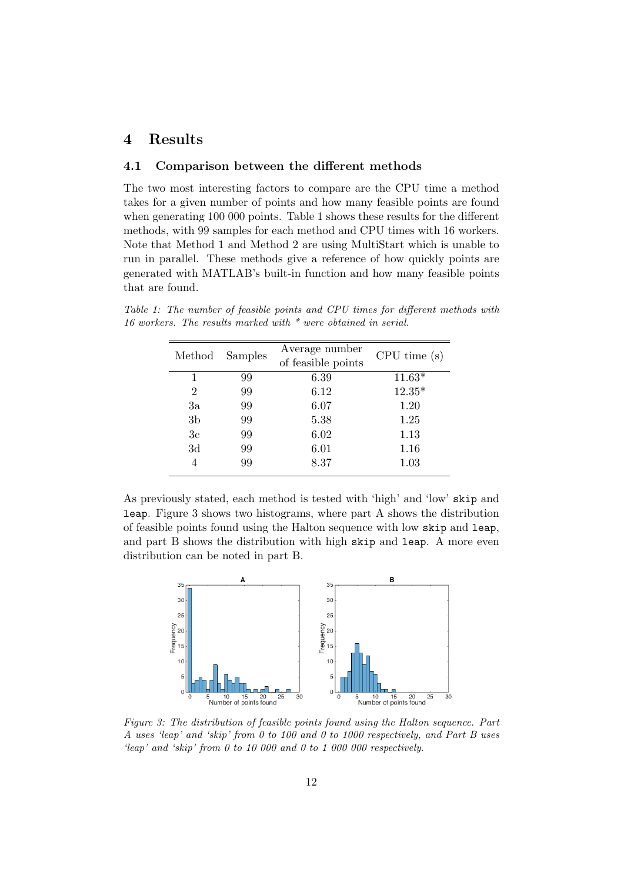# 4 Results

## 4.1 Comparison between the different methods

The two most interesting factors to compare are the CPU time a method takes for a given number of points and how many feasible points are found when generating 100 000 points. Table 1 shows these results for the different methods, with 99 samples for each method and CPU times with 16 workers. Note that Method 1 and Method 2 are using MultiStart which is unable to run in parallel. These methods give a reference of how quickly points are generated with MATLAB's built-in function and how many feasible points that are found.

*Table 1: The number of feasible points and CPU times for different methods with 16 workers. The results marked with * were obtained in serial.*

| Method | Samples | Average number of feasible points | CPU time (s) |
|---|---|---|---|
| 1 | 99 | 6.39 | 11.63* |
| 2 | 99 | 6.12 | 12.35* |
| 3a | 99 | 6.07 | 1.20 |
| 3b | 99 | 5.38 | 1.25 |
| 3c | 99 | 6.02 | 1.13 |
| 3d | 99 | 6.01 | 1.16 |
| 4 | 99 | 8.37 | 1.03 |

As previously stated, each method is tested with 'high' and 'low' `skip` and `leap`. Figure 3 shows two histograms, where part A shows the distribution of feasible points found using the Halton sequence with low `skip` and `leap`, and part B shows the distribution with high `skip` and `leap`. A more even distribution can be noted in part B.

*Figure 3: The distribution of feasible points found using the Halton sequence. Part A uses 'leap' and 'skip' from 0 to 100 and 0 to 1000 respectively, and Part B uses 'leap' and 'skip' from 0 to 10 000 and 0 to 1 000 000 respectively.*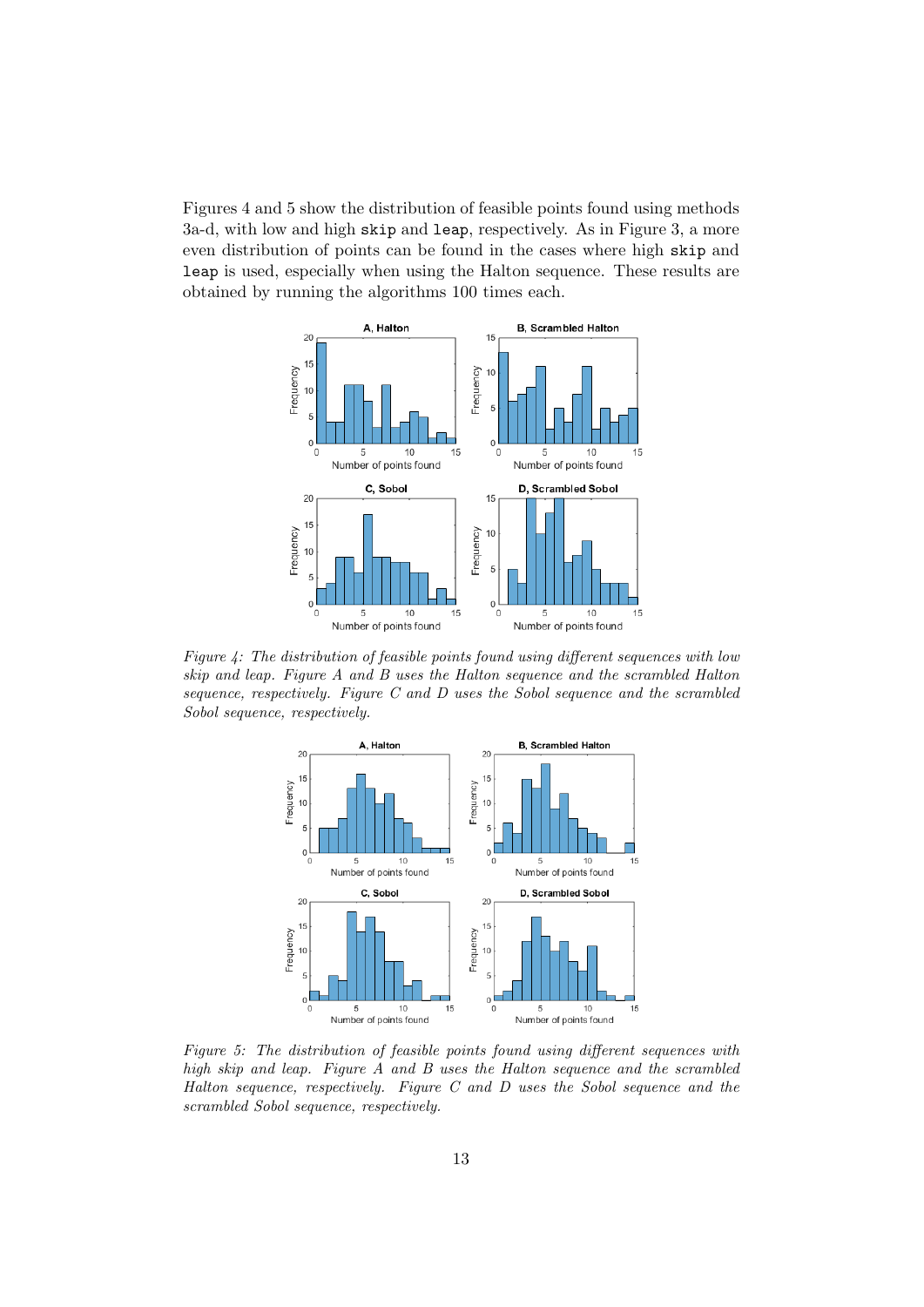Figures 4 and 5 show the distribution of feasible points found using methods 3a-d, with low and high `skip` and `leap`, respectively. As in Figure 3, a more even distribution of points can be found in the cases where high `skip` and `leap` is used, especially when using the Halton sequence. These results are obtained by running the algorithms 100 times each.

*Figure 4: The distribution of feasible points found using different sequences with low skip and leap. Figure A and B uses the Halton sequence and the scrambled Halton sequence, respectively. Figure C and D uses the Sobol sequence and the scrambled Sobol sequence, respectively.*

*Figure 5: The distribution of feasible points found using different sequences with high skip and leap. Figure A and B uses the Halton sequence and the scrambled Halton sequence, respectively. Figure C and D uses the Sobol sequence and the scrambled Sobol sequence, respectively.*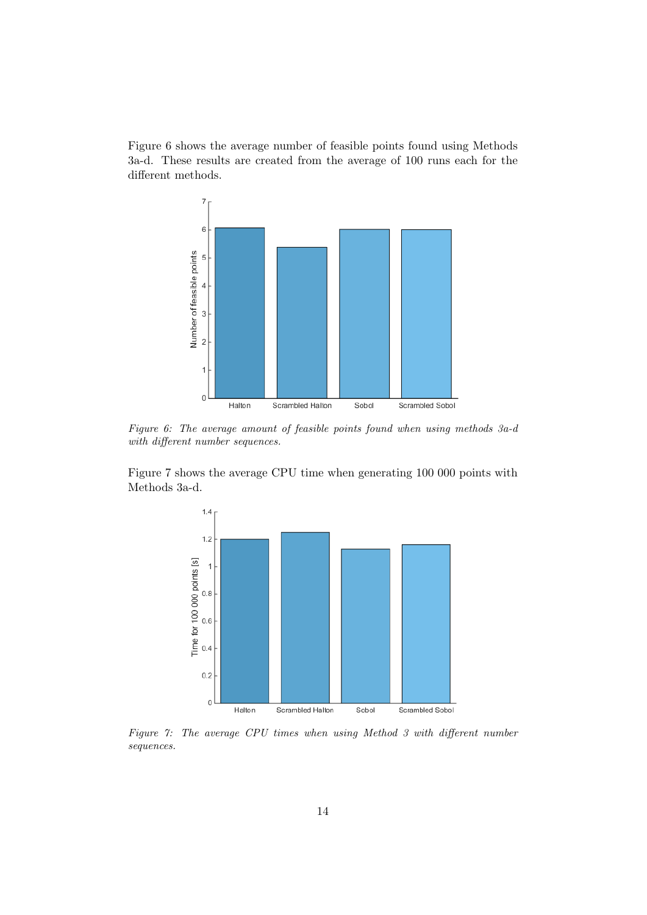Figure 6 shows the average number of feasible points found using Methods 3a-d. These results are created from the average of 100 runs each for the different methods.

*Figure 6: The average amount of feasible points found when using methods 3a-d with different number sequences.*

Figure 7 shows the average CPU time when generating 100 000 points with Methods 3a-d.

*Figure 7: The average CPU times when using Method 3 with different number sequences.*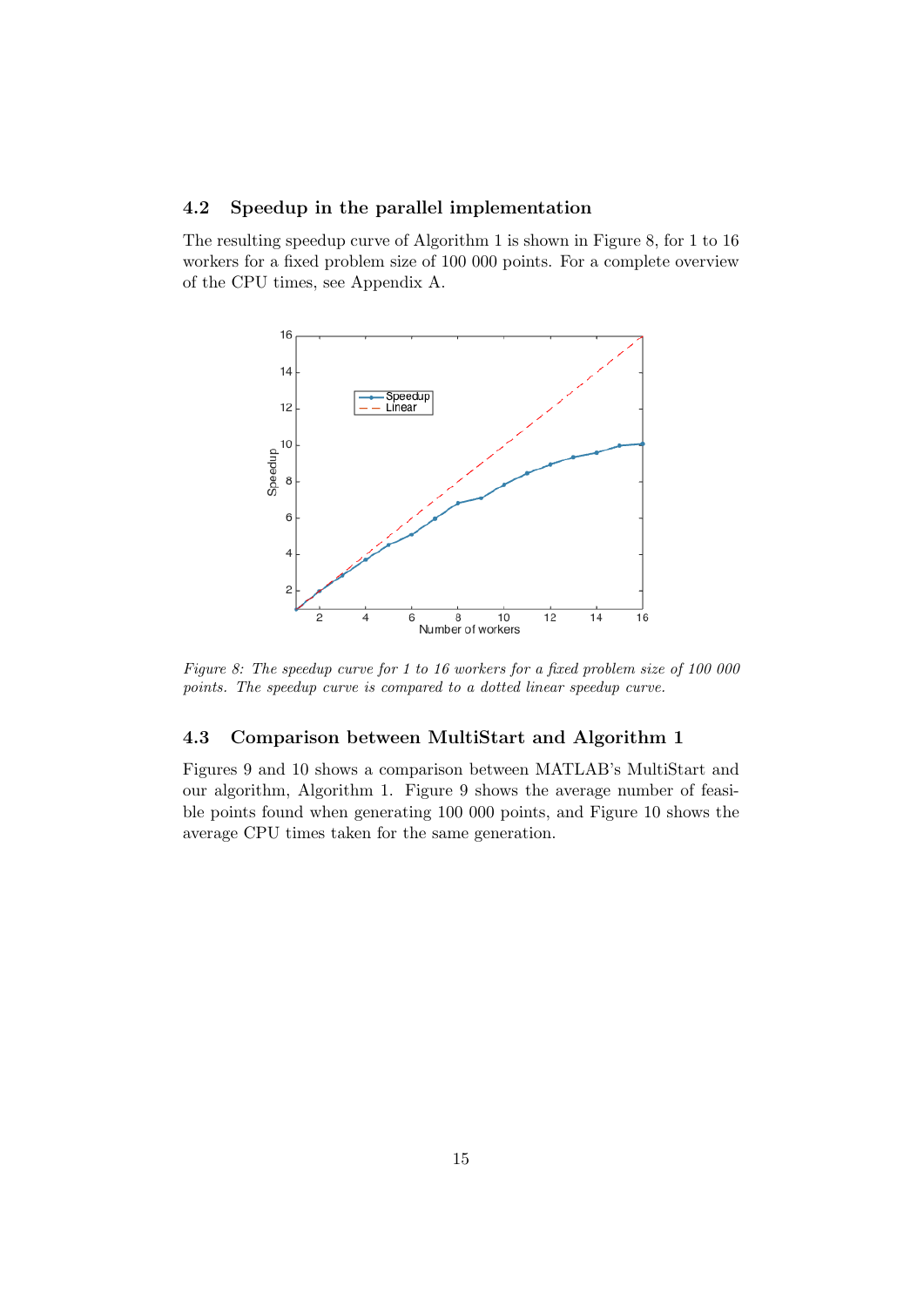### 4.2 Speedup in the parallel implementation

The resulting speedup curve of Algorithm 1 is shown in Figure 8, for 1 to 16 workers for a fixed problem size of 100 000 points. For a complete overview of the CPU times, see Appendix A.

*Figure 8: The speedup curve for 1 to 16 workers for a fixed problem size of 100 000 points. The speedup curve is compared to a dotted linear speedup curve.*

### 4.3 Comparison between MultiStart and Algorithm 1

Figures 9 and 10 shows a comparison between MATLAB's MultiStart and our algorithm, Algorithm 1. Figure 9 shows the average number of feasible points found when generating 100 000 points, and Figure 10 shows the average CPU times taken for the same generation.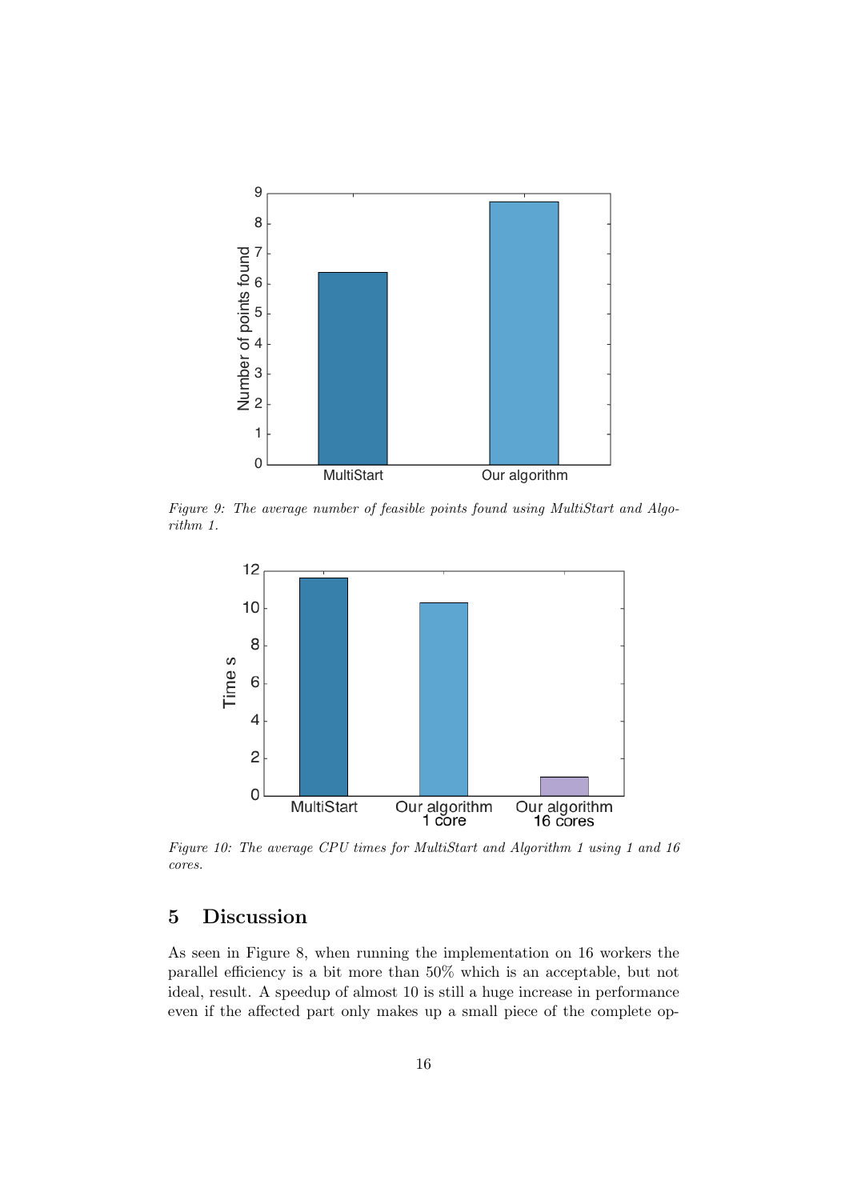*Figure 9: The average number of feasible points found using MultiStart and Algorithm 1.*

*Figure 10: The average CPU times for MultiStart and Algorithm 1 using 1 and 16 cores.*

## 5 Discussion

As seen in Figure 8, when running the implementation on 16 workers the parallel efficiency is a bit more than 50% which is an acceptable, but not ideal, result. A speedup of almost 10 is still a huge increase in performance even if the affected part only makes up a small piece of the complete op-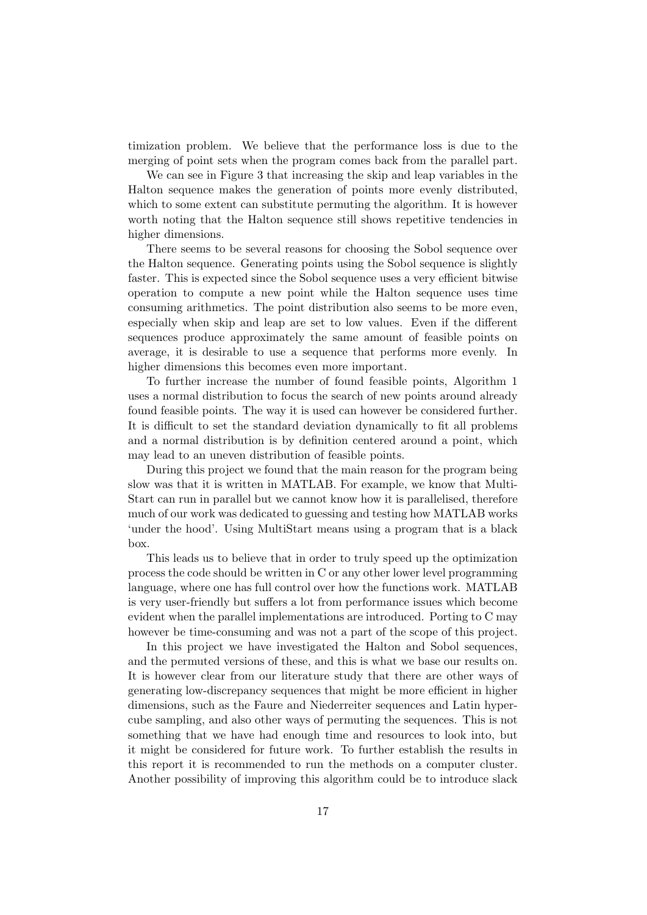timization problem. We believe that the performance loss is due to the merging of point sets when the program comes back from the parallel part.

We can see in Figure 3 that increasing the skip and leap variables in the Halton sequence makes the generation of points more evenly distributed, which to some extent can substitute permuting the algorithm. It is however worth noting that the Halton sequence still shows repetitive tendencies in higher dimensions.

There seems to be several reasons for choosing the Sobol sequence over the Halton sequence. Generating points using the Sobol sequence is slightly faster. This is expected since the Sobol sequence uses a very efficient bitwise operation to compute a new point while the Halton sequence uses time consuming arithmetics. The point distribution also seems to be more even, especially when skip and leap are set to low values. Even if the different sequences produce approximately the same amount of feasible points on average, it is desirable to use a sequence that performs more evenly. In higher dimensions this becomes even more important.

To further increase the number of found feasible points, Algorithm 1 uses a normal distribution to focus the search of new points around already found feasible points. The way it is used can however be considered further. It is difficult to set the standard deviation dynamically to fit all problems and a normal distribution is by definition centered around a point, which may lead to an uneven distribution of feasible points.

During this project we found that the main reason for the program being slow was that it is written in MATLAB. For example, we know that MultiStart can run in parallel but we cannot know how it is parallelised, therefore much of our work was dedicated to guessing and testing how MATLAB works 'under the hood'. Using MultiStart means using a program that is a black box.

This leads us to believe that in order to truly speed up the optimization process the code should be written in C or any other lower level programming language, where one has full control over how the functions work. MATLAB is very user-friendly but suffers a lot from performance issues which become evident when the parallel implementations are introduced. Porting to C may however be time-consuming and was not a part of the scope of this project.

In this project we have investigated the Halton and Sobol sequences, and the permuted versions of these, and this is what we base our results on. It is however clear from our literature study that there are other ways of generating low-discrepancy sequences that might be more efficient in higher dimensions, such as the Faure and Niederreiter sequences and Latin hypercube sampling, and also other ways of permuting the sequences. This is not something that we have had enough time and resources to look into, but it might be considered for future work. To further establish the results in this report it is recommended to run the methods on a computer cluster. Another possibility of improving this algorithm could be to introduce slack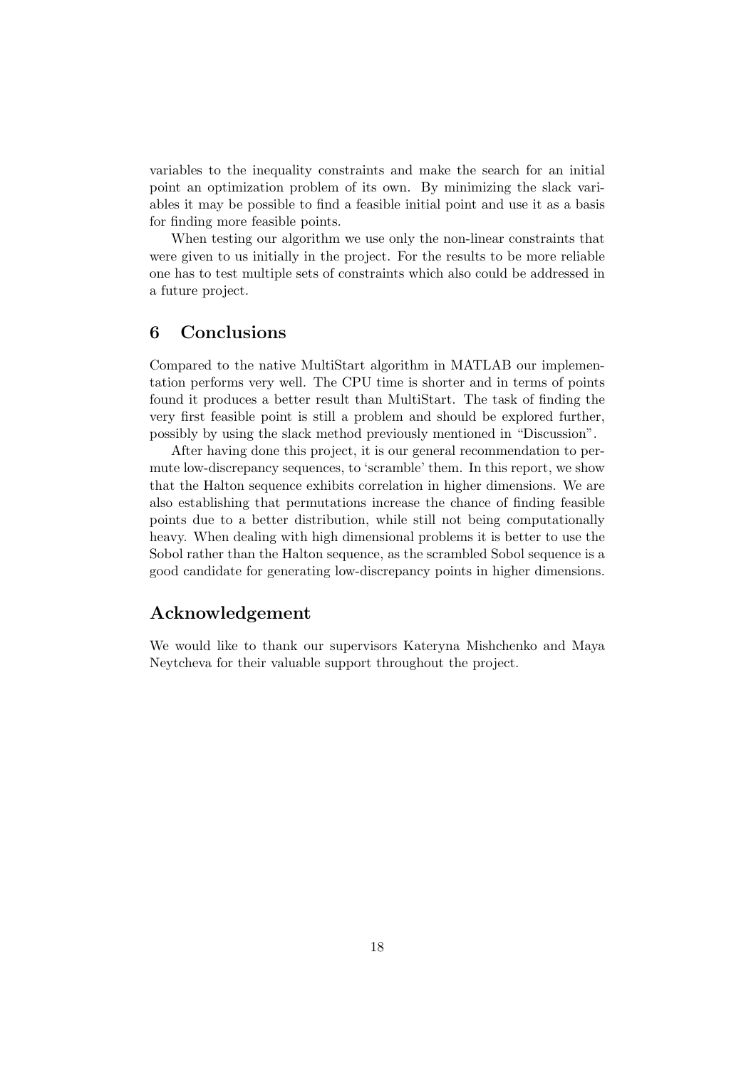variables to the inequality constraints and make the search for an initial point an optimization problem of its own. By minimizing the slack variables it may be possible to find a feasible initial point and use it as a basis for finding more feasible points.

When testing our algorithm we use only the non-linear constraints that were given to us initially in the project. For the results to be more reliable one has to test multiple sets of constraints which also could be addressed in a future project.

## 6 Conclusions

Compared to the native MultiStart algorithm in MATLAB our implementation performs very well. The CPU time is shorter and in terms of points found it produces a better result than MultiStart. The task of finding the very first feasible point is still a problem and should be explored further, possibly by using the slack method previously mentioned in "Discussion".

After having done this project, it is our general recommendation to permute low-discrepancy sequences, to 'scramble' them. In this report, we show that the Halton sequence exhibits correlation in higher dimensions. We are also establishing that permutations increase the chance of finding feasible points due to a better distribution, while still not being computationally heavy. When dealing with high dimensional problems it is better to use the Sobol rather than the Halton sequence, as the scrambled Sobol sequence is a good candidate for generating low-discrepancy points in higher dimensions.

## Acknowledgement

We would like to thank our supervisors Kateryna Mishchenko and Maya Neytcheva for their valuable support throughout the project.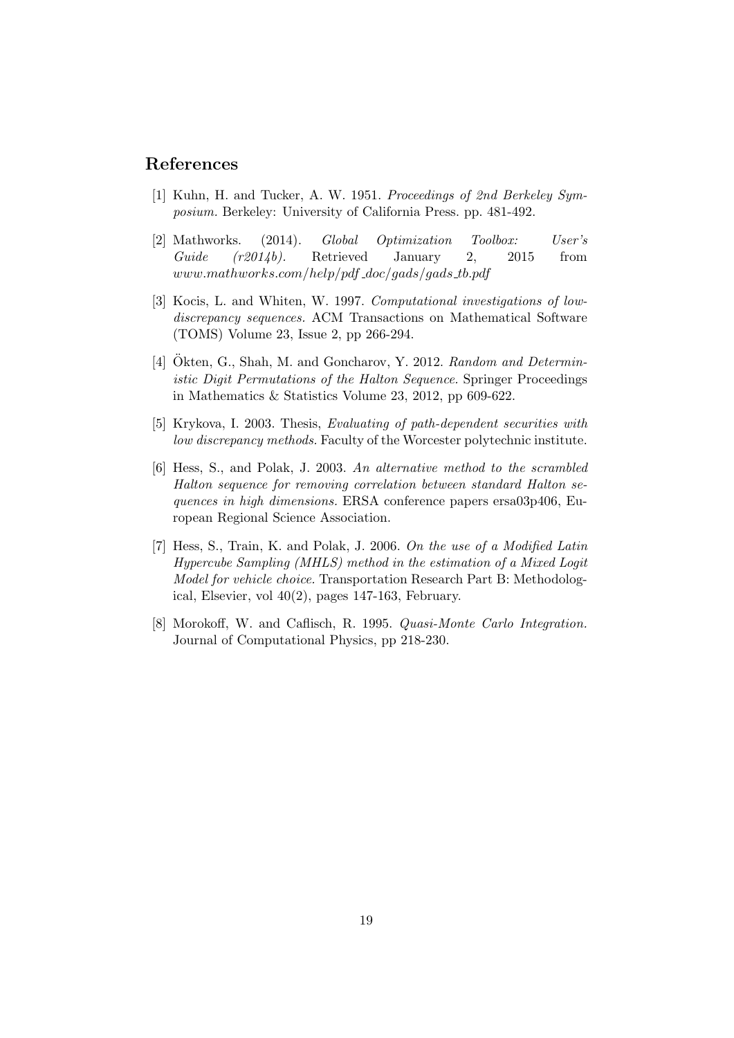# References

[1] Kuhn, H. and Tucker, A. W. 1951. *Proceedings of 2nd Berkeley Symposium.* Berkeley: University of California Press. pp. 481-492.

[2] Mathworks. (2014). *Global Optimization Toolbox: User's Guide (r2014b).* Retrieved January 2, 2015 from *www.mathworks.com/help/pdf_doc/gads/gads_tb.pdf*

[3] Kocis, L. and Whiten, W. 1997. *Computational investigations of low-discrepancy sequences.* ACM Transactions on Mathematical Software (TOMS) Volume 23, Issue 2, pp 266-294.

[4] Ökten, G., Shah, M. and Goncharov, Y. 2012. *Random and Deterministic Digit Permutations of the Halton Sequence.* Springer Proceedings in Mathematics & Statistics Volume 23, 2012, pp 609-622.

[5] Krykova, I. 2003. Thesis, *Evaluating of path-dependent securities with low discrepancy methods.* Faculty of the Worcester polytechnic institute.

[6] Hess, S., and Polak, J. 2003. *An alternative method to the scrambled Halton sequence for removing correlation between standard Halton sequences in high dimensions.* ERSA conference papers ersa03p406, European Regional Science Association.

[7] Hess, S., Train, K. and Polak, J. 2006. *On the use of a Modified Latin Hypercube Sampling (MHLS) method in the estimation of a Mixed Logit Model for vehicle choice.* Transportation Research Part B: Methodological, Elsevier, vol 40(2), pages 147-163, February.

[8] Morokoff, W. and Caflisch, R. 1995. *Quasi-Monte Carlo Integration.* Journal of Computational Physics, pp 218-230.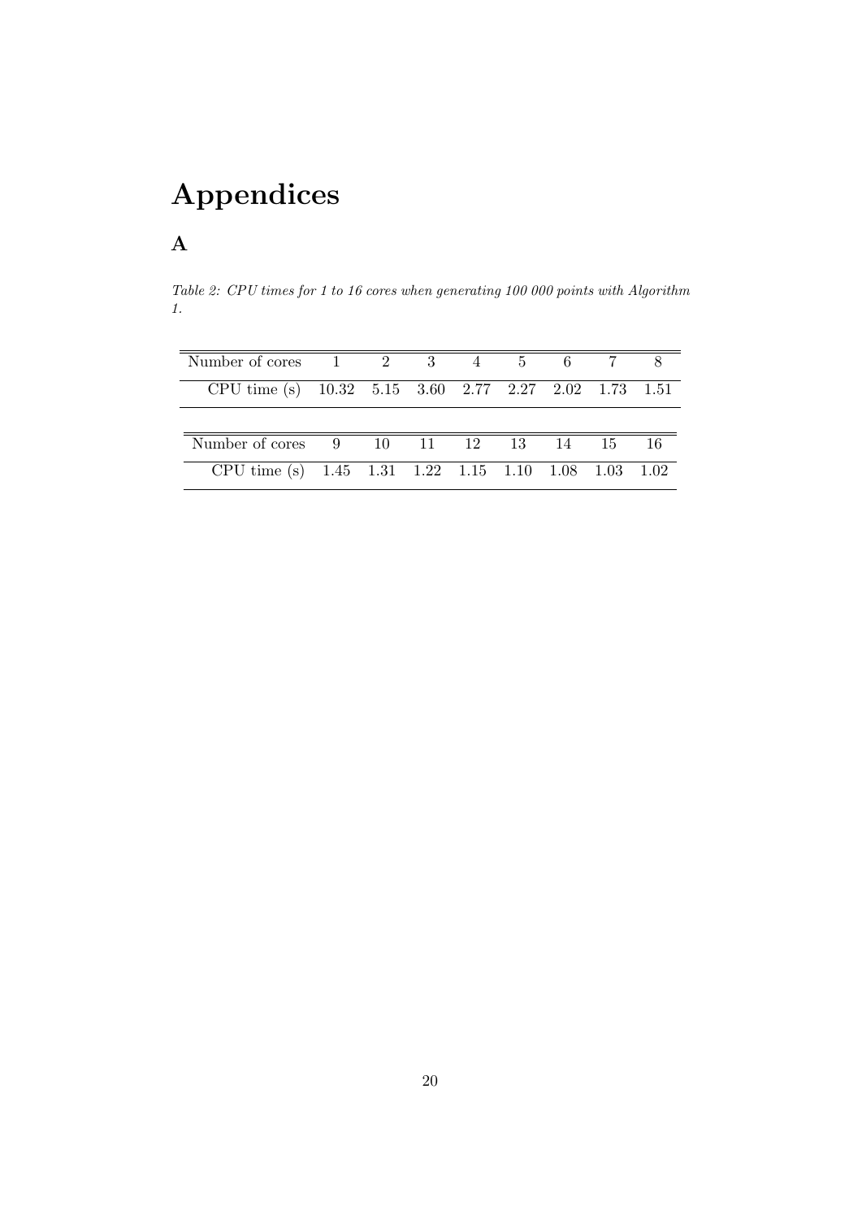# Appendices

## A

*Table 2: CPU times for 1 to 16 cores when generating 100 000 points with Algorithm 1.*

| Number of cores | 1 | 2 | 3 | 4 | 5 | 6 | 7 | 8 |
|---|---|---|---|---|---|---|---|---|
| CPU time (s) | 10.32 | 5.15 | 3.60 | 2.77 | 2.27 | 2.02 | 1.73 | 1.51 |

| Number of cores | 9 | 10 | 11 | 12 | 13 | 14 | 15 | 16 |
|---|---|---|---|---|---|---|---|---|
| CPU time (s) | 1.45 | 1.31 | 1.22 | 1.15 | 1.10 | 1.08 | 1.03 | 1.02 |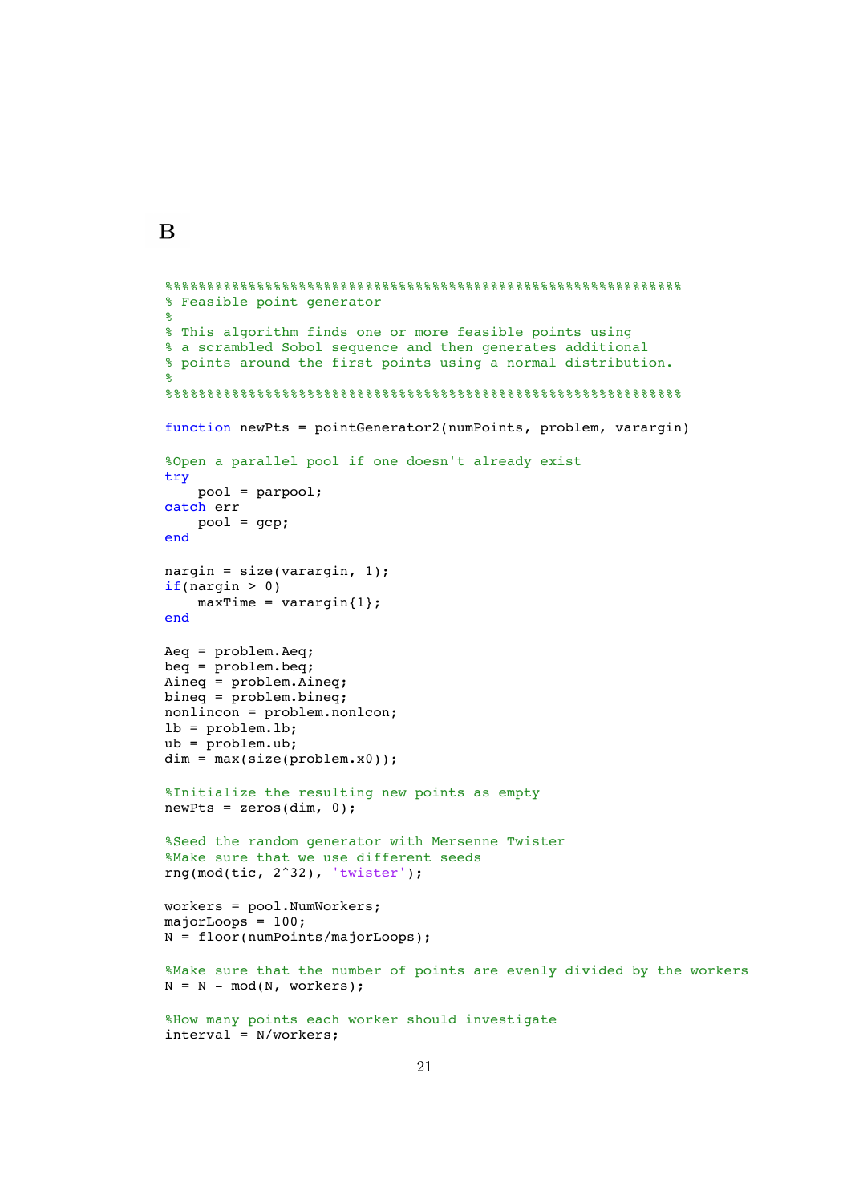# B

```
%%%%%%%%%%%%%%%%%%%%%%%%%%%%%%%%%%%%%%%%%%%%%%%%%%%%%%%%%%%%%%%
% Feasible point generator
%
% This algorithm finds one or more feasible points using
% a scrambled Sobol sequence and then generates additional
% points around the first points using a normal distribution.
%
%%%%%%%%%%%%%%%%%%%%%%%%%%%%%%%%%%%%%%%%%%%%%%%%%%%%%%%%%%%%%%%

function newPts = pointGenerator2(numPoints, problem, varargin)

%Open a parallel pool if one doesn't already exist
try
    pool = parpool;
catch err
    pool = gcp;
end

nargin = size(varargin, 1);
if(nargin > 0)
    maxTime = varargin{1};
end

Aeq = problem.Aeq;
beq = problem.beq;
Aineq = problem.Aineq;
bineq = problem.bineq;
nonlincon = problem.nonlcon;
lb = problem.lb;
ub = problem.ub;
dim = max(size(problem.x0));

%Initialize the resulting new points as empty
newPts = zeros(dim, 0);

%Seed the random generator with Mersenne Twister
%Make sure that we use different seeds
rng(mod(tic, 2^32), 'twister');

workers = pool.NumWorkers;
majorLoops = 100;
N = floor(numPoints/majorLoops);

%Make sure that the number of points are evenly divided by the workers
N = N - mod(N, workers);

%How many points each worker should investigate
interval = N/workers;
```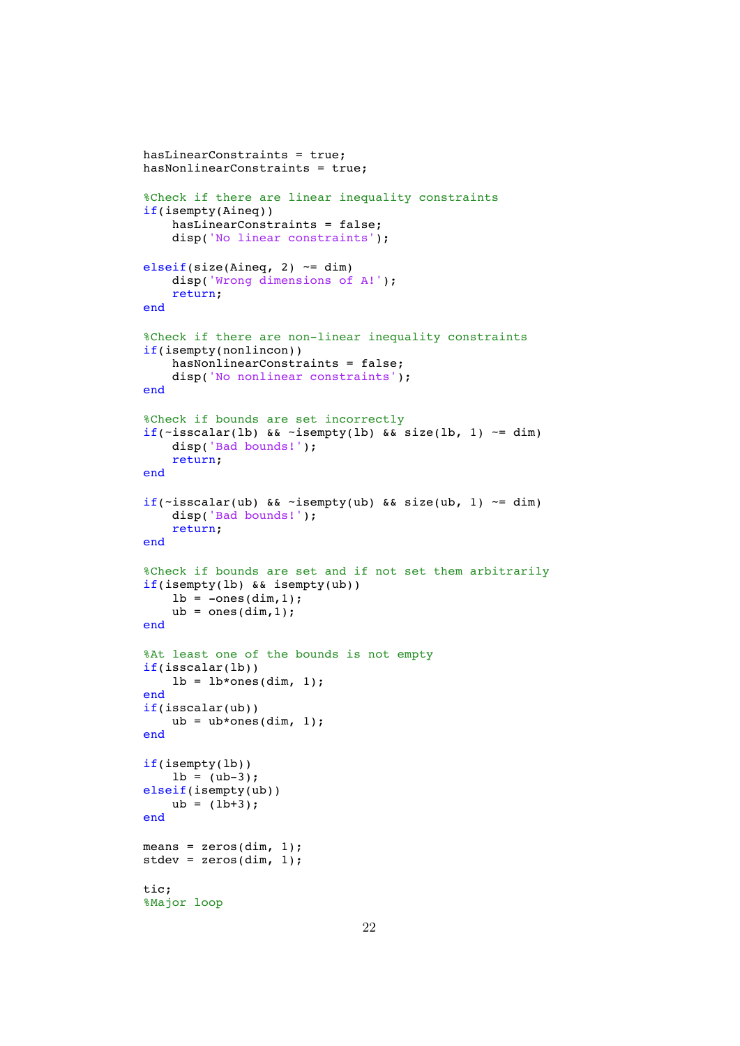```
hasLinearConstraints = true;
hasNonlinearConstraints = true;

%Check if there are linear inequality constraints
if(isempty(Aineq))
    hasLinearConstraints = false;
    disp('No linear constraints');

elseif(size(Aineq, 2) ~= dim)
    disp('Wrong dimensions of A!');
    return;
end

%Check if there are non-linear inequality constraints
if(isempty(nonlincon))
    hasNonlinearConstraints = false;
    disp('No nonlinear constraints');
end

%Check if bounds are set incorrectly
if(~isscalar(lb) && ~isempty(lb) && size(lb, 1) ~= dim)
    disp('Bad bounds!');
    return;
end

if(~isscalar(ub) && ~isempty(ub) && size(ub, 1) ~= dim)
    disp('Bad bounds!');
    return;
end

%Check if bounds are set and if not set them arbitrarily
if(isempty(lb) && isempty(ub))
    lb = -ones(dim,1);
    ub = ones(dim,1);
end

%At least one of the bounds is not empty
if(isscalar(lb))
    lb = lb*ones(dim, 1);
end
if(isscalar(ub))
    ub = ub*ones(dim, 1);
end

if(isempty(lb))
    lb = (ub-3);
elseif(isempty(ub))
    ub = (lb+3);
end

means = zeros(dim, 1);
stdev = zeros(dim, 1);

tic;
%Major loop
```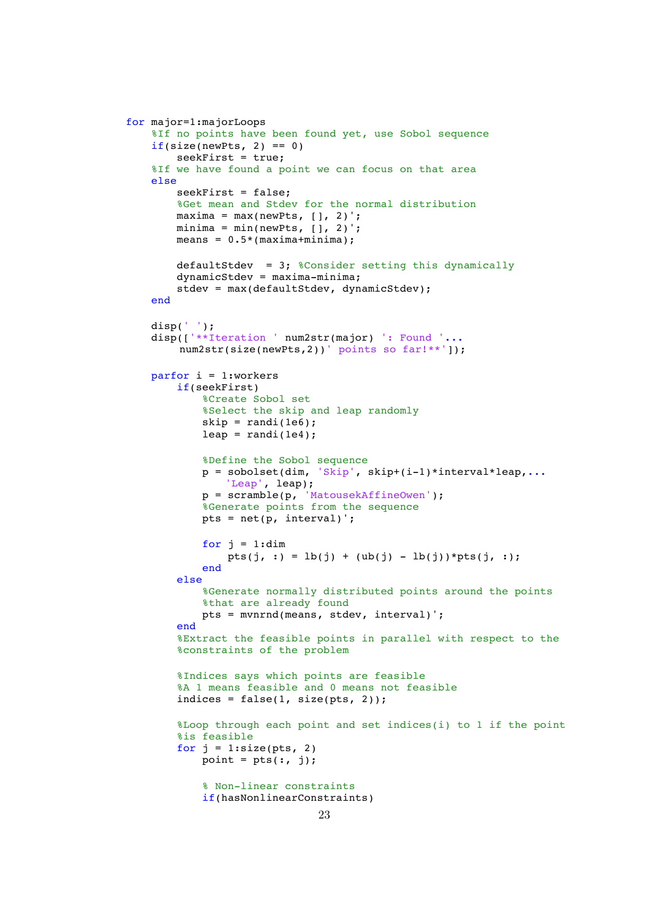```
for major=1:majorLoops
    %If no points have been found yet, use Sobol sequence
    if(size(newPts, 2) == 0)
        seekFirst = true;
    %If we have found a point we can focus on that area
    else
        seekFirst = false;
        %Get mean and Stdev for the normal distribution
        maxima = max(newPts, [], 2)';
        minima = min(newPts, [], 2)';
        means = 0.5*(maxima+minima);

        defaultStdev  = 3; %Consider setting this dynamically
        dynamicStdev = maxima-minima;
        stdev = max(defaultStdev, dynamicStdev);
    end

    disp(' ');
    disp(['**Iteration ' num2str(major) ': Found '...
         num2str(size(newPts,2))' points so far!**']);

    parfor i = 1:workers
        if(seekFirst)
            %Create Sobol set
            %Select the skip and leap randomly
            skip = randi(1e6);
            leap = randi(1e4);

            %Define the Sobol sequence
            p = sobolset(dim, 'Skip', skip+(i-1)*interval*leap,...
                'Leap', leap);
            p = scramble(p, 'MatousekAffineOwen');
            %Generate points from the sequence
            pts = net(p, interval)';

            for j = 1:dim
                pts(j, :) = lb(j) + (ub(j) - lb(j))*pts(j, :);
            end
        else
            %Generate normally distributed points around the points
            %that are already found
            pts = mvnrnd(means, stdev, interval)';
        end
        %Extract the feasible points in parallel with respect to the
        %constraints of the problem

        %Indices says which points are feasible
        %A 1 means feasible and 0 means not feasible
        indices = false(1, size(pts, 2));

        %Loop through each point and set indices(i) to 1 if the point
        %is feasible
        for j = 1:size(pts, 2)
            point = pts(:, j);

            % Non-linear constraints
            if(hasNonlinearConstraints)
```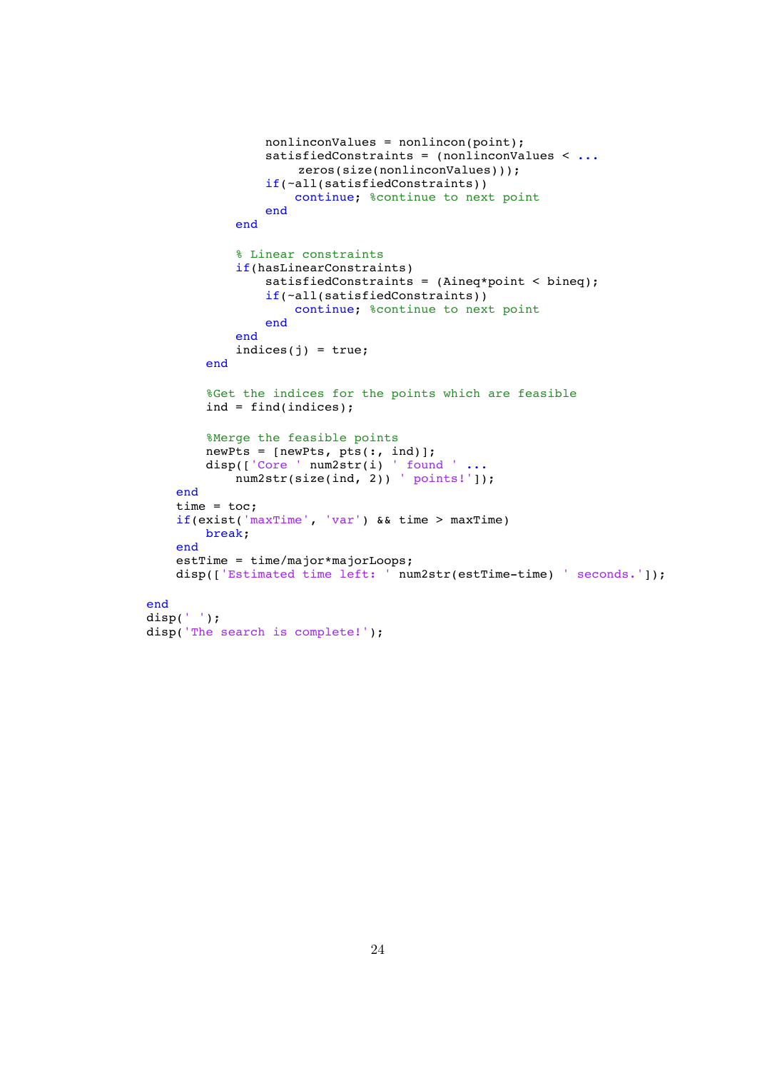```
                nonlinconValues = nonlincon(point);
                satisfiedConstraints = (nonlinconValues < ...
                    zeros(size(nonlinconValues)));
                if(~all(satisfiedConstraints))
                    continue; %continue to next point
                end
            end

            % Linear constraints
            if(hasLinearConstraints)
                satisfiedConstraints = (Aineq*point < bineq);
                if(~all(satisfiedConstraints))
                    continue; %continue to next point
                end
            end
            indices(j) = true;
        end

        %Get the indices for the points which are feasible
        ind = find(indices);

        %Merge the feasible points
        newPts = [newPts, pts(:, ind)];
        disp(['Core ' num2str(i) ' found ' ...
            num2str(size(ind, 2)) ' points!']);
    end
    time = toc;
    if(exist('maxTime', 'var') && time > maxTime)
        break;
    end
    estTime = time/major*majorLoops;
    disp(['Estimated time left: ' num2str(estTime-time) ' seconds.']);

end
disp(' ');
disp('The search is complete!');
```